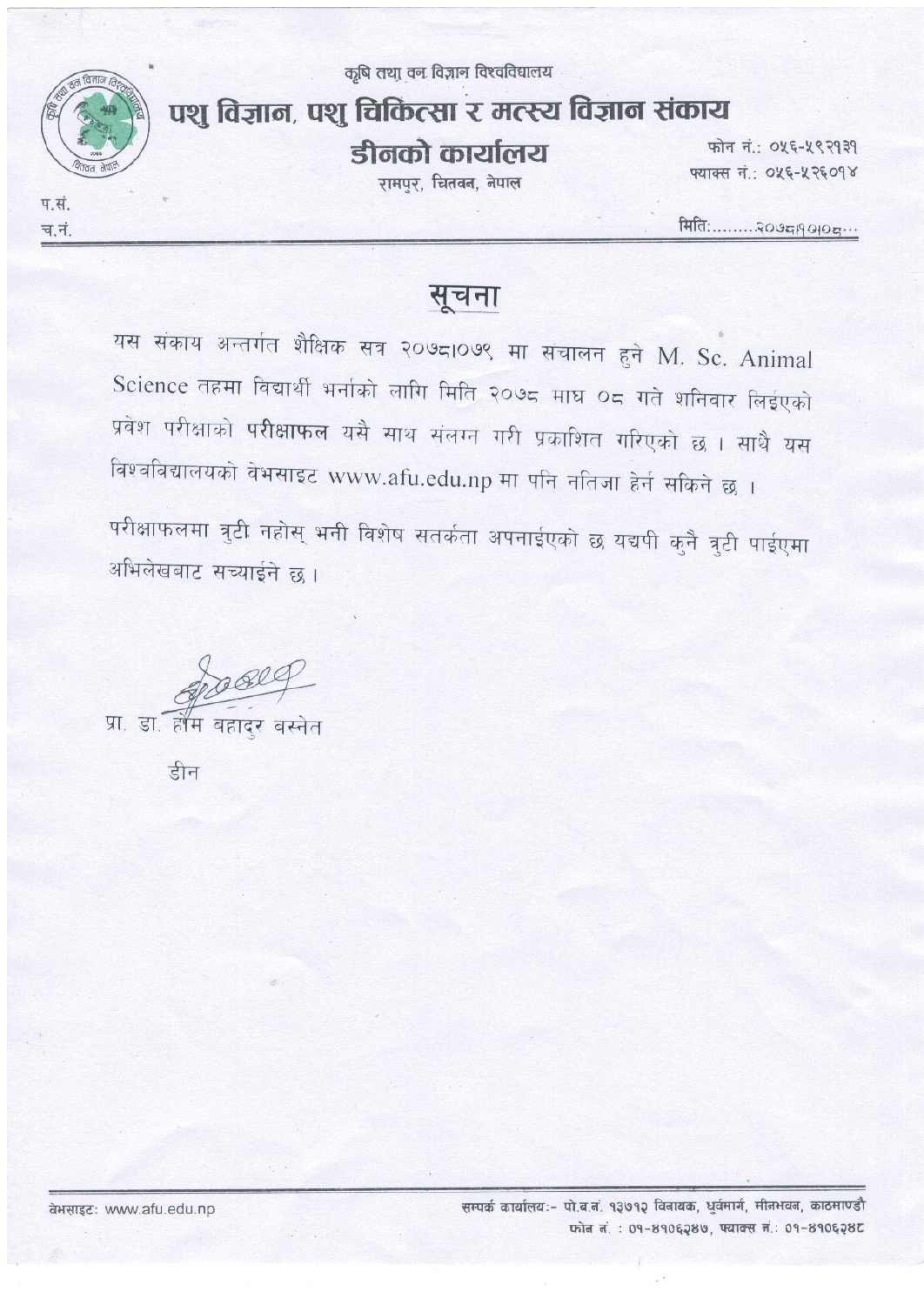कृषि तथा वन विज्ञान विश्वविद्यालय

# पशु विज्ञान, पशु चिकित्सा र मत्स्य विज्ञान संकाय

## डीनको कार्यालय

रामपुर, चितवन, नेपाल

फोन नं.: ०५६-५९२१३१
फ्याक्स नं.: ०५६-५२६०१४

प.सं.
च.नं.

मिति:........२०७८।१०।०८...

## सूचना

यस संकाय अन्तर्गत शैक्षिक सत्र २०७८।०७९ मा संचालन हुने M. Sc. Animal Science तहमा विद्यार्थी भर्नाको लागि मिति २०७८ माघ ०८ गते शनिवार लिईएको प्रवेश परीक्षाको **परीक्षाफल** यसै साथ संलग्न गरी प्रकाशित गरिएको छ । साथै यस विश्वविद्यालयको वेभसाइट www.afu.edu.np मा पनि नतिजा हेर्न सकिने छ ।

परीक्षाफलमा त्रुटी नहोस् भनी विशेष सतर्कता अपनाईएको छ यद्यपी कुनै त्रुटी पाईएमा अभिलेखबाट सच्याईने छ ।

प्रा. डा. होम बहादुर बस्नेत

डीन

वेभसाइटः www.afu.edu.np

सम्पर्क कार्यालयः- पो.ब.नं. १३७१२ विनायक, धुर्वमार्ग, मीनभवन, काठमाण्डौ
फोन नं. : ०१-४१०६२४७, फ्याक्स नं.: ०१-४१०६२४८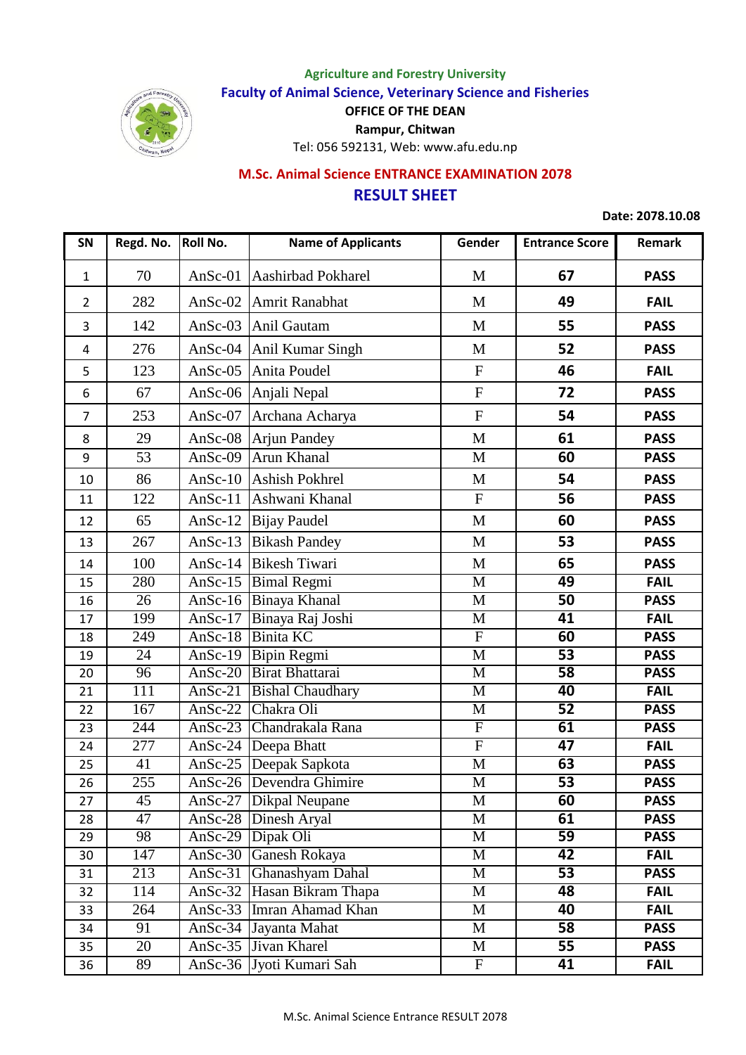Agriculture and Forestry University

Faculty of Animal Science, Veterinary Science and Fisheries

OFFICE OF THE DEAN

Rampur, Chitwan

Tel: 056 592131, Web: www.afu.edu.np

## M.Sc. Animal Science ENTRANCE EXAMINATION 2078

## RESULT SHEET

**Date: 2078.10.08**

| SN | Regd. No. | Roll No. | Name of Applicants | Gender | Entrance Score | Remark |
|---|---|---|---|---|---|---|
| 1 | 70 | AnSc-01 | Aashirbad Pokharel | M | 67 | PASS |
| 2 | 282 | AnSc-02 | Amrit Ranabhat | M | 49 | FAIL |
| 3 | 142 | AnSc-03 | Anil Gautam | M | 55 | PASS |
| 4 | 276 | AnSc-04 | Anil Kumar Singh | M | 52 | PASS |
| 5 | 123 | AnSc-05 | Anita Poudel | F | 46 | FAIL |
| 6 | 67 | AnSc-06 | Anjali Nepal | F | 72 | PASS |
| 7 | 253 | AnSc-07 | Archana Acharya | F | 54 | PASS |
| 8 | 29 | AnSc-08 | Arjun Pandey | M | 61 | PASS |
| 9 | 53 | AnSc-09 | Arun Khanal | M | 60 | PASS |
| 10 | 86 | AnSc-10 | Ashish Pokhrel | M | 54 | PASS |
| 11 | 122 | AnSc-11 | Ashwani Khanal | F | 56 | PASS |
| 12 | 65 | AnSc-12 | Bijay Paudel | M | 60 | PASS |
| 13 | 267 | AnSc-13 | Bikash Pandey | M | 53 | PASS |
| 14 | 100 | AnSc-14 | Bikesh Tiwari | M | 65 | PASS |
| 15 | 280 | AnSc-15 | Bimal Regmi | M | 49 | FAIL |
| 16 | 26 | AnSc-16 | Binaya Khanal | M | 50 | PASS |
| 17 | 199 | AnSc-17 | Binaya Raj Joshi | M | 41 | FAIL |
| 18 | 249 | AnSc-18 | Binita KC | F | 60 | PASS |
| 19 | 24 | AnSc-19 | Bipin Regmi | M | 53 | PASS |
| 20 | 96 | AnSc-20 | Birat Bhattarai | M | 58 | PASS |
| 21 | 111 | AnSc-21 | Bishal Chaudhary | M | 40 | FAIL |
| 22 | 167 | AnSc-22 | Chakra Oli | M | 52 | PASS |
| 23 | 244 | AnSc-23 | Chandrakala Rana | F | 61 | PASS |
| 24 | 277 | AnSc-24 | Deepa Bhatt | F | 47 | FAIL |
| 25 | 41 | AnSc-25 | Deepak Sapkota | M | 63 | PASS |
| 26 | 255 | AnSc-26 | Devendra Ghimire | M | 53 | PASS |
| 27 | 45 | AnSc-27 | Dikpal Neupane | M | 60 | PASS |
| 28 | 47 | AnSc-28 | Dinesh Aryal | M | 61 | PASS |
| 29 | 98 | AnSc-29 | Dipak Oli | M | 59 | PASS |
| 30 | 147 | AnSc-30 | Ganesh Rokaya | M | 42 | FAIL |
| 31 | 213 | AnSc-31 | Ghanashyam Dahal | M | 53 | PASS |
| 32 | 114 | AnSc-32 | Hasan Bikram Thapa | M | 48 | FAIL |
| 33 | 264 | AnSc-33 | Imran Ahamad Khan | M | 40 | FAIL |
| 34 | 91 | AnSc-34 | Jayanta Mahat | M | 58 | PASS |
| 35 | 20 | AnSc-35 | Jivan Kharel | M | 55 | PASS |
| 36 | 89 | AnSc-36 | Jyoti Kumari Sah | F | 41 | FAIL |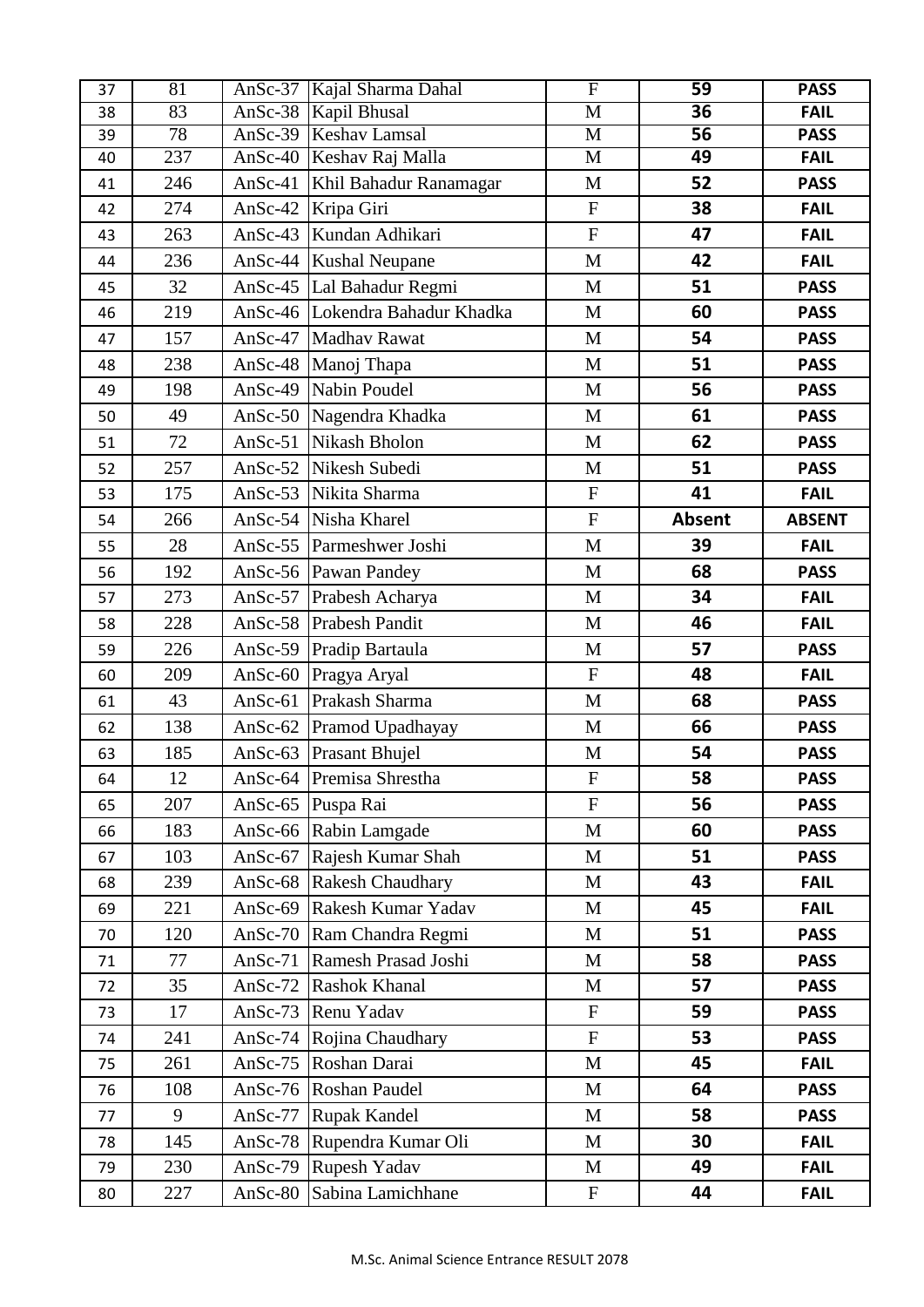| | | | | | | |
|---|---|---|---|---|---|---|
| 37 | 81 | AnSc-37 | Kajal Sharma Dahal | F | **59** | **PASS** |
| 38 | 83 | AnSc-38 | Kapil Bhusal | M | **36** | **FAIL** |
| 39 | 78 | AnSc-39 | Keshav Lamsal | M | **56** | **PASS** |
| 40 | 237 | AnSc-40 | Keshav Raj Malla | M | **49** | **FAIL** |
| 41 | 246 | AnSc-41 | Khil Bahadur Ranamagar | M | **52** | **PASS** |
| 42 | 274 | AnSc-42 | Kripa Giri | F | **38** | **FAIL** |
| 43 | 263 | AnSc-43 | Kundan Adhikari | F | **47** | **FAIL** |
| 44 | 236 | AnSc-44 | Kushal Neupane | M | **42** | **FAIL** |
| 45 | 32 | AnSc-45 | Lal Bahadur Regmi | M | **51** | **PASS** |
| 46 | 219 | AnSc-46 | Lokendra Bahadur Khadka | M | **60** | **PASS** |
| 47 | 157 | AnSc-47 | Madhav Rawat | M | **54** | **PASS** |
| 48 | 238 | AnSc-48 | Manoj Thapa | M | **51** | **PASS** |
| 49 | 198 | AnSc-49 | Nabin Poudel | M | **56** | **PASS** |
| 50 | 49 | AnSc-50 | Nagendra Khadka | M | **61** | **PASS** |
| 51 | 72 | AnSc-51 | Nikash Bholon | M | **62** | **PASS** |
| 52 | 257 | AnSc-52 | Nikesh Subedi | M | **51** | **PASS** |
| 53 | 175 | AnSc-53 | Nikita Sharma | F | **41** | **FAIL** |
| 54 | 266 | AnSc-54 | Nisha Kharel | F | **Absent** | **ABSENT** |
| 55 | 28 | AnSc-55 | Parmeshwer Joshi | M | **39** | **FAIL** |
| 56 | 192 | AnSc-56 | Pawan Pandey | M | **68** | **PASS** |
| 57 | 273 | AnSc-57 | Prabesh Acharya | M | **34** | **FAIL** |
| 58 | 228 | AnSc-58 | Prabesh Pandit | M | **46** | **FAIL** |
| 59 | 226 | AnSc-59 | Pradip Bartaula | M | **57** | **PASS** |
| 60 | 209 | AnSc-60 | Pragya Aryal | F | **48** | **FAIL** |
| 61 | 43 | AnSc-61 | Prakash Sharma | M | **68** | **PASS** |
| 62 | 138 | AnSc-62 | Pramod Upadhayay | M | **66** | **PASS** |
| 63 | 185 | AnSc-63 | Prasant Bhujel | M | **54** | **PASS** |
| 64 | 12 | AnSc-64 | Premisa Shrestha | F | **58** | **PASS** |
| 65 | 207 | AnSc-65 | Puspa Rai | F | **56** | **PASS** |
| 66 | 183 | AnSc-66 | Rabin Lamgade | M | **60** | **PASS** |
| 67 | 103 | AnSc-67 | Rajesh Kumar Shah | M | **51** | **PASS** |
| 68 | 239 | AnSc-68 | Rakesh Chaudhary | M | **43** | **FAIL** |
| 69 | 221 | AnSc-69 | Rakesh Kumar Yadav | M | **45** | **FAIL** |
| 70 | 120 | AnSc-70 | Ram Chandra Regmi | M | **51** | **PASS** |
| 71 | 77 | AnSc-71 | Ramesh Prasad Joshi | M | **58** | **PASS** |
| 72 | 35 | AnSc-72 | Rashok Khanal | M | **57** | **PASS** |
| 73 | 17 | AnSc-73 | Renu Yadav | F | **59** | **PASS** |
| 74 | 241 | AnSc-74 | Rojina Chaudhary | F | **53** | **PASS** |
| 75 | 261 | AnSc-75 | Roshan Darai | M | **45** | **FAIL** |
| 76 | 108 | AnSc-76 | Roshan Paudel | M | **64** | **PASS** |
| 77 | 9 | AnSc-77 | Rupak Kandel | M | **58** | **PASS** |
| 78 | 145 | AnSc-78 | Rupendra Kumar Oli | M | **30** | **FAIL** |
| 79 | 230 | AnSc-79 | Rupesh Yadav | M | **49** | **FAIL** |
| 80 | 227 | AnSc-80 | Sabina Lamichhane | F | **44** | **FAIL** |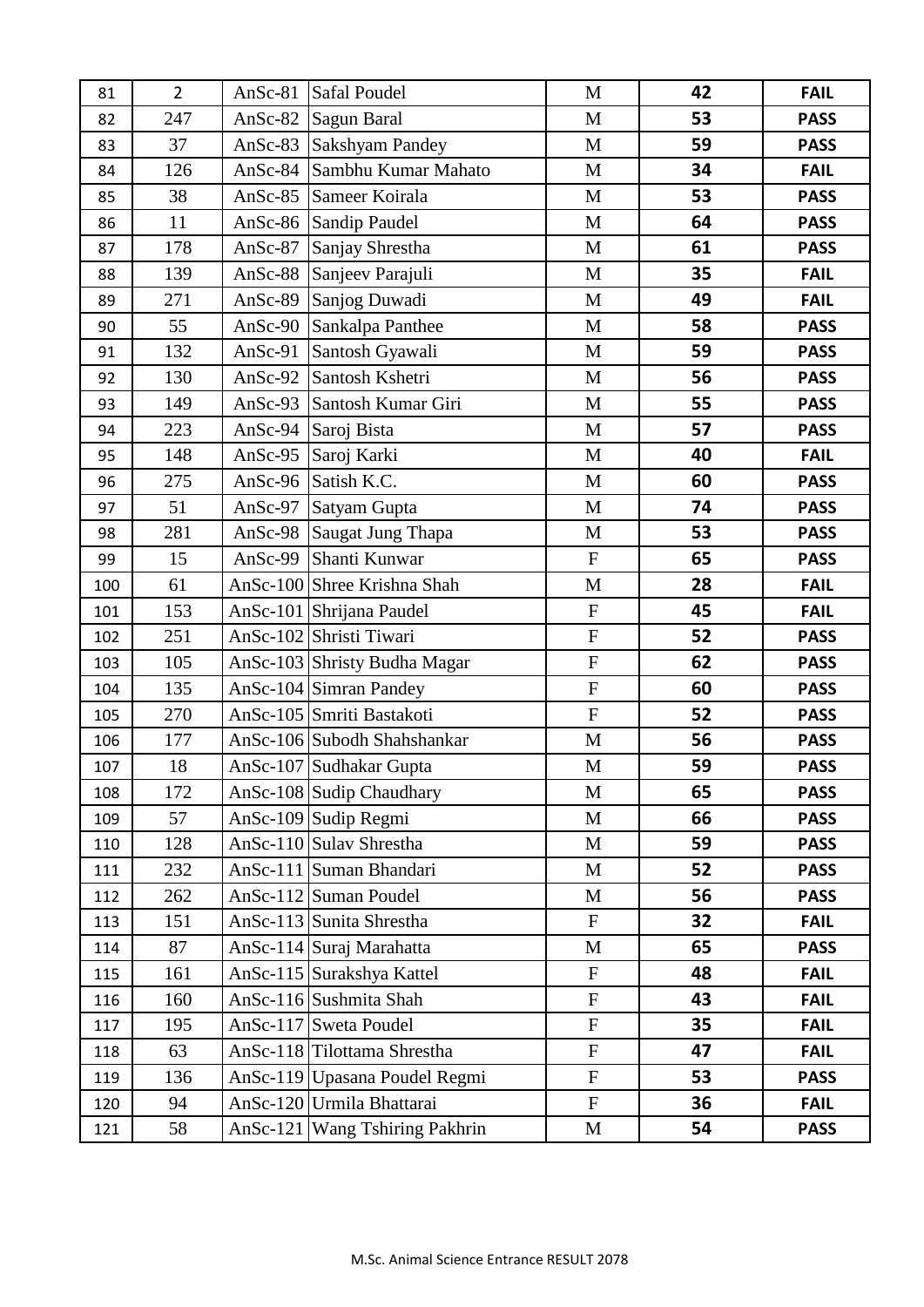| | | | | | | |
|---|---|---|---|---|---|---|
| 81 | 2 | AnSc-81 | Safal Poudel | M | 42 | **FAIL** |
| 82 | 247 | AnSc-82 | Sagun Baral | M | 53 | **PASS** |
| 83 | 37 | AnSc-83 | Sakshyam Pandey | M | 59 | **PASS** |
| 84 | 126 | AnSc-84 | Sambhu Kumar Mahato | M | 34 | **FAIL** |
| 85 | 38 | AnSc-85 | Sameer Koirala | M | 53 | **PASS** |
| 86 | 11 | AnSc-86 | Sandip Paudel | M | 64 | **PASS** |
| 87 | 178 | AnSc-87 | Sanjay Shrestha | M | 61 | **PASS** |
| 88 | 139 | AnSc-88 | Sanjeev Parajuli | M | 35 | **FAIL** |
| 89 | 271 | AnSc-89 | Sanjog Duwadi | M | 49 | **FAIL** |
| 90 | 55 | AnSc-90 | Sankalpa Panthee | M | 58 | **PASS** |
| 91 | 132 | AnSc-91 | Santosh Gyawali | M | 59 | **PASS** |
| 92 | 130 | AnSc-92 | Santosh Kshetri | M | 56 | **PASS** |
| 93 | 149 | AnSc-93 | Santosh Kumar Giri | M | 55 | **PASS** |
| 94 | 223 | AnSc-94 | Saroj Bista | M | 57 | **PASS** |
| 95 | 148 | AnSc-95 | Saroj Karki | M | 40 | **FAIL** |
| 96 | 275 | AnSc-96 | Satish K.C. | M | 60 | **PASS** |
| 97 | 51 | AnSc-97 | Satyam Gupta | M | 74 | **PASS** |
| 98 | 281 | AnSc-98 | Saugat Jung Thapa | M | 53 | **PASS** |
| 99 | 15 | AnSc-99 | Shanti Kunwar | F | 65 | **PASS** |
| 100 | 61 | AnSc-100 | Shree Krishna Shah | M | 28 | **FAIL** |
| 101 | 153 | AnSc-101 | Shrijana Paudel | F | 45 | **FAIL** |
| 102 | 251 | AnSc-102 | Shristi Tiwari | F | 52 | **PASS** |
| 103 | 105 | AnSc-103 | Shristy Budha Magar | F | 62 | **PASS** |
| 104 | 135 | AnSc-104 | Simran Pandey | F | 60 | **PASS** |
| 105 | 270 | AnSc-105 | Smriti Bastakoti | F | 52 | **PASS** |
| 106 | 177 | AnSc-106 | Subodh Shahshankar | M | 56 | **PASS** |
| 107 | 18 | AnSc-107 | Sudhakar Gupta | M | 59 | **PASS** |
| 108 | 172 | AnSc-108 | Sudip Chaudhary | M | 65 | **PASS** |
| 109 | 57 | AnSc-109 | Sudip Regmi | M | 66 | **PASS** |
| 110 | 128 | AnSc-110 | Sulav Shrestha | M | 59 | **PASS** |
| 111 | 232 | AnSc-111 | Suman Bhandari | M | 52 | **PASS** |
| 112 | 262 | AnSc-112 | Suman Poudel | M | 56 | **PASS** |
| 113 | 151 | AnSc-113 | Sunita Shrestha | F | 32 | **FAIL** |
| 114 | 87 | AnSc-114 | Suraj Marahatta | M | 65 | **PASS** |
| 115 | 161 | AnSc-115 | Surakshya Kattel | F | 48 | **FAIL** |
| 116 | 160 | AnSc-116 | Sushmita Shah | F | 43 | **FAIL** |
| 117 | 195 | AnSc-117 | Sweta Poudel | F | 35 | **FAIL** |
| 118 | 63 | AnSc-118 | Tilottama Shrestha | F | 47 | **FAIL** |
| 119 | 136 | AnSc-119 | Upasana Poudel Regmi | F | 53 | **PASS** |
| 120 | 94 | AnSc-120 | Urmila Bhattarai | F | 36 | **FAIL** |
| 121 | 58 | AnSc-121 | Wang Tshiring Pakhrin | M | 54 | **PASS** |